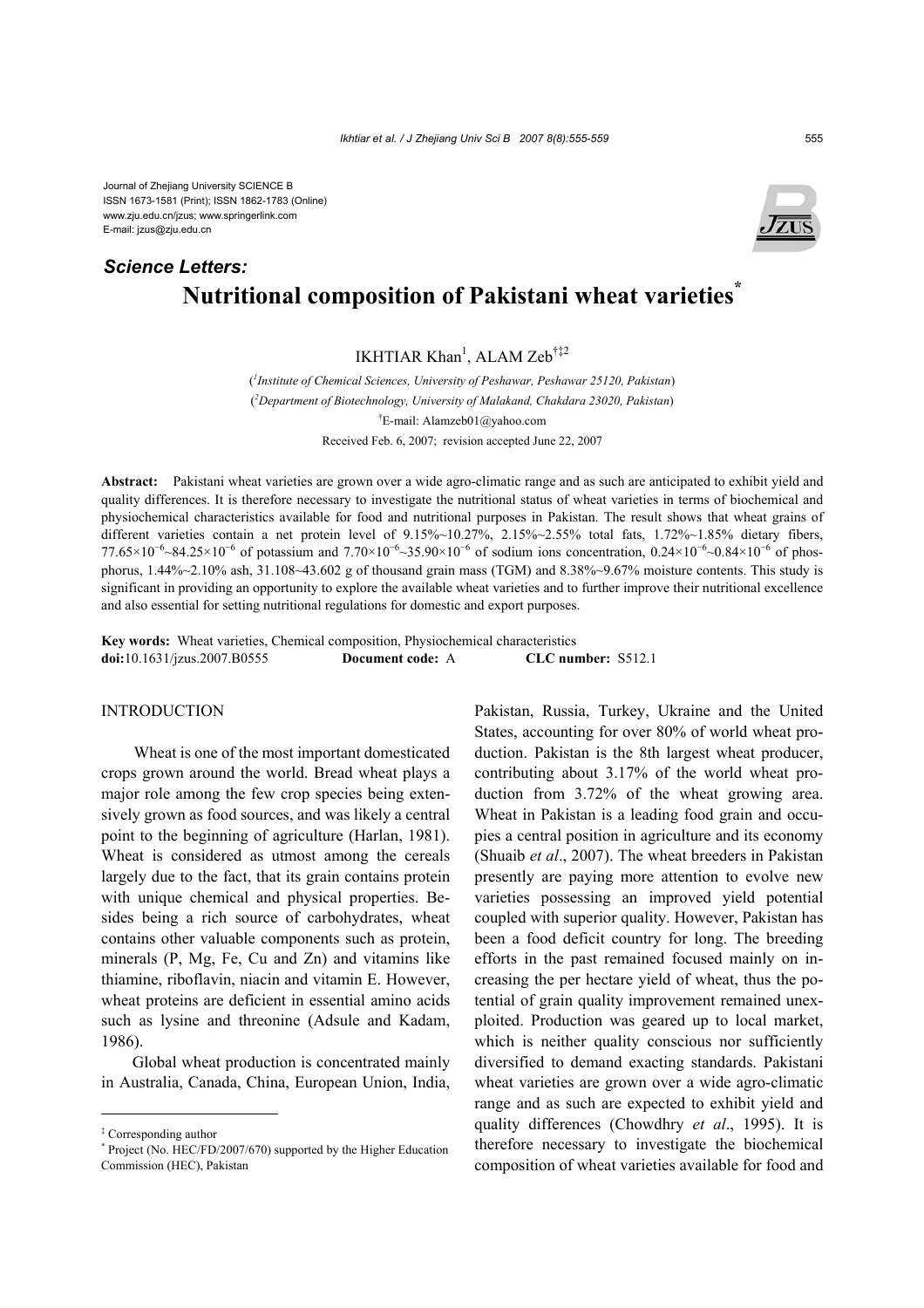Journal of Zhejiang University SCIENCE B
ISSN 1673-1581 (Print); ISSN 1862-1783 (Online)
www.zju.edu.cn/jzus; www.springerlink.com
E-mail: jzus@zju.edu.cn

***Science Letters:***

# Nutritional composition of Pakistani wheat varieties*

IKHTIAR Khan[1], ALAM Zeb[†‡2]

([1]*Institute of Chemical Sciences, University of Peshawar, Peshawar 25120, Pakistan*)
([2]*Department of Biotechnology, University of Malakand, Chakdara 23020, Pakistan*)
[†]E-mail: Alamzeb01@yahoo.com
Received Feb. 6, 2007; revision accepted June 22, 2007

**Abstract:** Pakistani wheat varieties are grown over a wide agro-climatic range and as such are anticipated to exhibit yield and quality differences. It is therefore necessary to investigate the nutritional status of wheat varieties in terms of biochemical and physiochemical characteristics available for food and nutritional purposes in Pakistan. The result shows that wheat grains of different varieties contain a net protein level of 9.15%~10.27%, 2.15%~2.55% total fats, 1.72%~1.85% dietary fibers, $77.65\times10^{-6}$~$84.25\times10^{-6}$ of potassium and $7.70\times10^{-6}$~$35.90\times10^{-6}$ of sodium ions concentration, $0.24\times10^{-6}$~$0.84\times10^{-6}$ of phosphorus, 1.44%~2.10% ash, 31.108~43.602 g of thousand grain mass (TGM) and 8.38%~9.67% moisture contents. This study is significant in providing an opportunity to explore the available wheat varieties and to further improve their nutritional excellence and also essential for setting nutritional regulations for domestic and export purposes.

**Key words:** Wheat varieties, Chemical composition, Physiochemical characteristics
**doi:**10.1631/jzus.2007.B0555 **Document code:** A **CLC number:** S512.1

## INTRODUCTION

Wheat is one of the most important domesticated crops grown around the world. Bread wheat plays a major role among the few crop species being extensively grown as food sources, and was likely a central point to the beginning of agriculture (Harlan, 1981). Wheat is considered as utmost among the cereals largely due to the fact, that its grain contains protein with unique chemical and physical properties. Besides being a rich source of carbohydrates, wheat contains other valuable components such as protein, minerals (P, Mg, Fe, Cu and Zn) and vitamins like thiamine, riboflavin, niacin and vitamin E. However, wheat proteins are deficient in essential amino acids such as lysine and threonine (Adsule and Kadam, 1986).

Global wheat production is concentrated mainly in Australia, Canada, China, European Union, India, Pakistan, Russia, Turkey, Ukraine and the United States, accounting for over 80% of world wheat production. Pakistan is the 8th largest wheat producer, contributing about 3.17% of the world wheat production from 3.72% of the wheat growing area. Wheat in Pakistan is a leading food grain and occupies a central position in agriculture and its economy (Shuaib *et al*., 2007). The wheat breeders in Pakistan presently are paying more attention to evolve new varieties possessing an improved yield potential coupled with superior quality. However, Pakistan has been a food deficit country for long. The breeding efforts in the past remained focused mainly on increasing the per hectare yield of wheat, thus the potential of grain quality improvement remained unexploited. Production was geared up to local market, which is neither quality conscious nor sufficiently diversified to demand exacting standards. Pakistani wheat varieties are grown over a wide agro-climatic range and as such are expected to exhibit yield and quality differences (Chowdhry *et al*., 1995). It is therefore necessary to investigate the biochemical composition of wheat varieties available for food and

---

‡ Corresponding author
\* Project (No. HEC/FD/2007/670) supported by the Higher Education Commission (HEC), Pakistan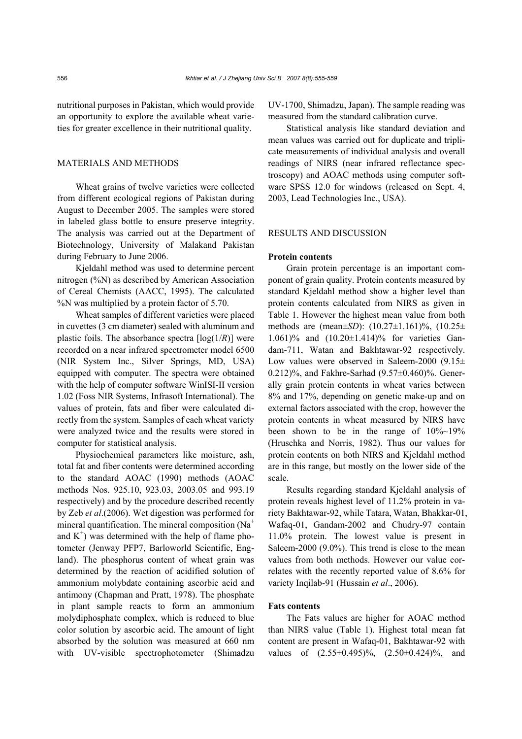nutritional purposes in Pakistan, which would provide an opportunity to explore the available wheat varieties for greater excellence in their nutritional quality.

## MATERIALS AND METHODS

Wheat grains of twelve varieties were collected from different ecological regions of Pakistan during August to December 2005. The samples were stored in labeled glass bottle to ensure preserve integrity. The analysis was carried out at the Department of Biotechnology, University of Malakand Pakistan during February to June 2006.

Kjeldahl method was used to determine percent nitrogen (%N) as described by American Association of Cereal Chemists (AACC, 1995). The calculated %N was multiplied by a protein factor of 5.70.

Wheat samples of different varieties were placed in cuvettes (3 cm diameter) sealed with aluminum and plastic foils. The absorbance spectra [$\log(1/R)$] were recorded on a near infrared spectrometer model 6500 (NIR System Inc., Silver Springs, MD, USA) equipped with computer. The spectra were obtained with the help of computer software WinISI-II version 1.02 (Foss NIR Systems, Infrasoft International). The values of protein, fats and fiber were calculated directly from the system. Samples of each wheat variety were analyzed twice and the results were stored in computer for statistical analysis.

Physiochemical parameters like moisture, ash, total fat and fiber contents were determined according to the standard AOAC (1990) methods (AOAC methods Nos. 925.10, 923.03, 2003.05 and 993.19 respectively) and by the procedure described recently by Zeb *et al*.(2006). Wet digestion was performed for mineral quantification. The mineral composition ($Na^+$ and $K^+$) was determined with the help of flame photometer (Jenway PFP7, Barloworld Scientific, England). The phosphorus content of wheat grain was determined by the reaction of acidified solution of ammonium molybdate containing ascorbic acid and antimony (Chapman and Pratt, 1978). The phosphate in plant sample reacts to form an ammonium molydiphosphate complex, which is reduced to blue color solution by ascorbic acid. The amount of light absorbed by the solution was measured at 660 nm with UV-visible spectrophotometer (Shimadzu UV-1700, Shimadzu, Japan). The sample reading was measured from the standard calibration curve.

Statistical analysis like standard deviation and mean values was carried out for duplicate and triplicate measurements of individual analysis and overall readings of NIRS (near infrared reflectance spectroscopy) and AOAC methods using computer software SPSS 12.0 for windows (released on Sept. 4, 2003, Lead Technologies Inc., USA).

## RESULTS AND DISCUSSION

### Protein contents

Grain protein percentage is an important component of grain quality. Protein contents measured by standard Kjeldahl method show a higher level than protein contents calculated from NIRS as given in Table 1. However the highest mean value from both methods are (mean±*SD*): (10.27±1.161)%, (10.25±1.061)% and (10.20±1.414)% for varieties Gandam-711, Watan and Bakhtawar-92 respectively. Low values were observed in Saleem-2000 (9.15±0.212)%, and Fakhre-Sarhad (9.57±0.460)%. Generally grain protein contents in wheat varies between 8% and 17%, depending on genetic make-up and on external factors associated with the crop, however the protein contents in wheat measured by NIRS have been shown to be in the range of 10%~19% (Hruschka and Norris, 1982). Thus our values for protein contents on both NIRS and Kjeldahl method are in this range, but mostly on the lower side of the scale.

Results regarding standard Kjeldahl analysis of protein reveals highest level of 11.2% protein in variety Bakhtawar-92, while Tatara, Watan, Bhakkar-01, Wafaq-01, Gandam-2002 and Chudry-97 contain 11.0% protein. The lowest value is present in Saleem-2000 (9.0%). This trend is close to the mean values from both methods. However our value correlates with the recently reported value of 8.6% for variety Inqilab-91 (Hussain *et al*., 2006).

### Fats contents

The Fats values are higher for AOAC method than NIRS value (Table 1). Highest total mean fat content are present in Wafaq-01, Bakhtawar-92 with values of (2.55±0.495)%, (2.50±0.424)%, and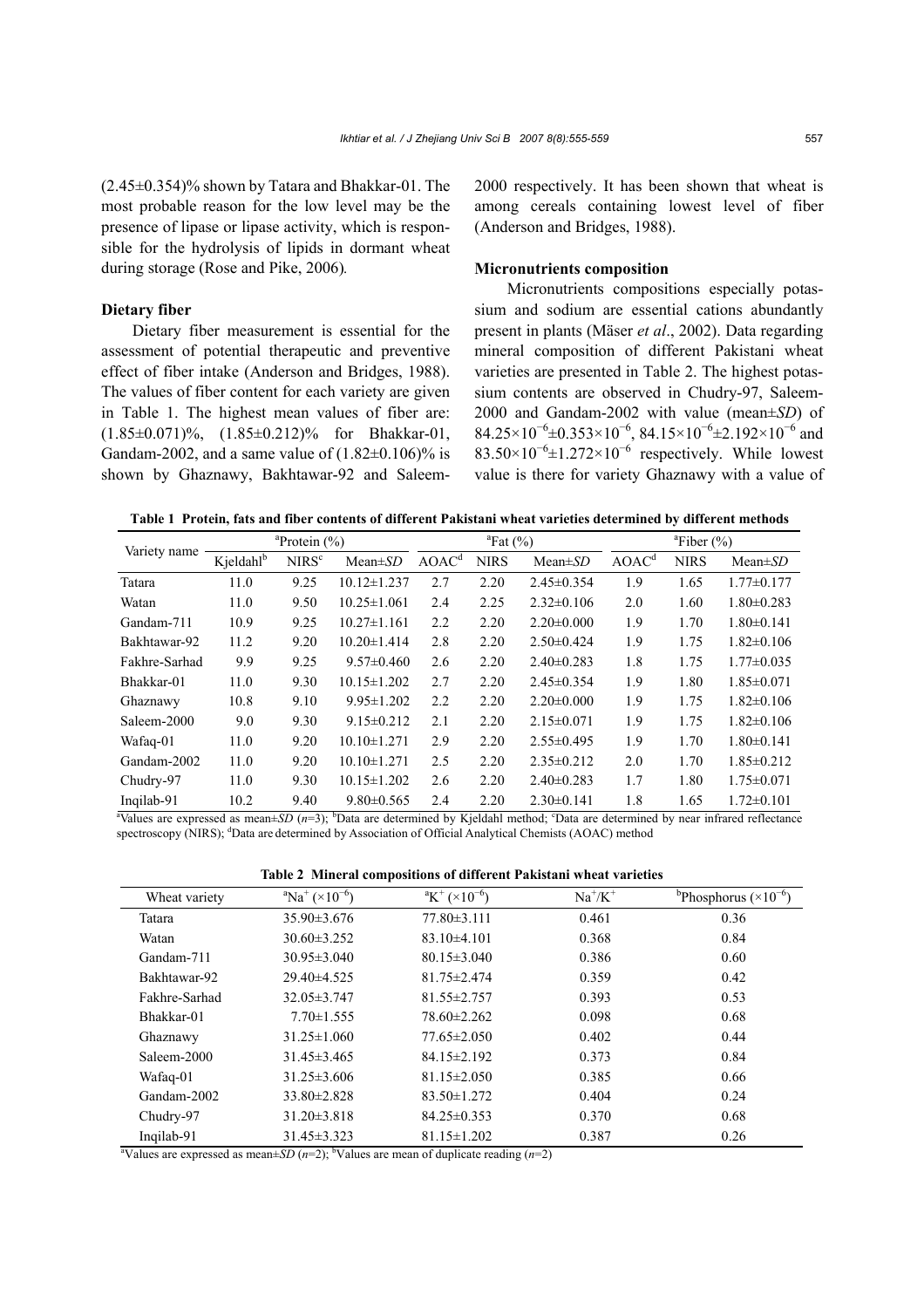(2.45±0.354)% shown by Tatara and Bhakkar-01. The most probable reason for the low level may be the presence of lipase or lipase activity, which is responsible for the hydrolysis of lipids in dormant wheat during storage (Rose and Pike, 2006).

### Dietary fiber

Dietary fiber measurement is essential for the assessment of potential therapeutic and preventive effect of fiber intake (Anderson and Bridges, 1988). The values of fiber content for each variety are given in Table 1. The highest mean values of fiber are: (1.85±0.071)%, (1.85±0.212)% for Bhakkar-01, Gandam-2002, and a same value of (1.82±0.106)% is shown by Ghaznawy, Bakhtawar-92 and Saleem-2000 respectively. It has been shown that wheat is among cereals containing lowest level of fiber (Anderson and Bridges, 1988).

### Micronutrients composition

Micronutrients compositions especially potassium and sodium are essential cations abundantly present in plants (Mäser *et al*., 2002). Data regarding mineral composition of different Pakistani wheat varieties are presented in Table 2. The highest potassium contents are observed in Chudry-97, Saleem-2000 and Gandam-2002 with value (mean±*SD*) of $84.25\times10^{-6}\pm0.353\times10^{-6}$, $84.15\times10^{-6}\pm2.192\times10^{-6}$ and $83.50\times10^{-6}\pm1.272\times10^{-6}$ respectively. While lowest value is there for variety Ghaznawy with a value of

**Table 1 Protein, fats and fiber contents of different Pakistani wheat varieties determined by different methods**

| Variety name | [a]Protein (%) | | | [a]Fat (%) | | | [a]Fiber (%) | | |
|---|---|---|---|---|---|---|---|---|---|
| | Kjeldahl[b] | NIRS[c] | Mean±*SD* | AOAC[d] | NIRS | Mean±*SD* | AOAC[d] | NIRS | Mean±*SD* |
| Tatara | 11.0 | 9.25 | 10.12±1.237 | 2.7 | 2.20 | 2.45±0.354 | 1.9 | 1.65 | 1.77±0.177 |
| Watan | 11.0 | 9.50 | 10.25±1.061 | 2.4 | 2.25 | 2.32±0.106 | 2.0 | 1.60 | 1.80±0.283 |
| Gandam-711 | 10.9 | 9.25 | 10.27±1.161 | 2.2 | 2.20 | 2.20±0.000 | 1.9 | 1.70 | 1.80±0.141 |
| Bakhtawar-92 | 11.2 | 9.20 | 10.20±1.414 | 2.8 | 2.20 | 2.50±0.424 | 1.9 | 1.75 | 1.82±0.106 |
| Fakhre-Sarhad | 9.9 | 9.25 | 9.57±0.460 | 2.6 | 2.20 | 2.40±0.283 | 1.8 | 1.75 | 1.77±0.035 |
| Bhakkar-01 | 11.0 | 9.30 | 10.15±1.202 | 2.7 | 2.20 | 2.45±0.354 | 1.9 | 1.80 | 1.85±0.071 |
| Ghaznawy | 10.8 | 9.10 | 9.95±1.202 | 2.2 | 2.20 | 2.20±0.000 | 1.9 | 1.75 | 1.82±0.106 |
| Saleem-2000 | 9.0 | 9.30 | 9.15±0.212 | 2.1 | 2.20 | 2.15±0.071 | 1.9 | 1.75 | 1.82±0.106 |
| Wafaq-01 | 11.0 | 9.20 | 10.10±1.271 | 2.9 | 2.20 | 2.55±0.495 | 1.9 | 1.70 | 1.80±0.141 |
| Gandam-2002 | 11.0 | 9.20 | 10.10±1.271 | 2.5 | 2.20 | 2.35±0.212 | 2.0 | 1.70 | 1.85±0.212 |
| Chudry-97 | 11.0 | 9.30 | 10.15±1.202 | 2.6 | 2.20 | 2.40±0.283 | 1.7 | 1.80 | 1.75±0.071 |
| Inqilab-91 | 10.2 | 9.40 | 9.80±0.565 | 2.4 | 2.20 | 2.30±0.141 | 1.8 | 1.65 | 1.72±0.101 |

[a]Values are expressed as mean±*SD* ($n$=3); [b]Data are determined by Kjeldahl method; [c]Data are determined by near infrared reflectance spectroscopy (NIRS); [d]Data are determined by Association of Official Analytical Chemists (AOAC) method

**Table 2 Mineral compositions of different Pakistani wheat varieties**

| Wheat variety | [a]$Na^+$ ($\times10^{-6}$) | [a]$K^+$ ($\times10^{-6}$) | $Na^+/K^+$ | [b]Phosphorus ($\times10^{-6}$) |
|---|---|---|---|---|
| Tatara | 35.90±3.676 | 77.80±3.111 | 0.461 | 0.36 |
| Watan | 30.60±3.252 | 83.10±4.101 | 0.368 | 0.84 |
| Gandam-711 | 30.95±3.040 | 80.15±3.040 | 0.386 | 0.60 |
| Bakhtawar-92 | 29.40±4.525 | 81.75±2.474 | 0.359 | 0.42 |
| Fakhre-Sarhad | 32.05±3.747 | 81.55±2.757 | 0.393 | 0.53 |
| Bhakkar-01 | 7.70±1.555 | 78.60±2.262 | 0.098 | 0.68 |
| Ghaznawy | 31.25±1.060 | 77.65±2.050 | 0.402 | 0.44 |
| Saleem-2000 | 31.45±3.465 | 84.15±2.192 | 0.373 | 0.84 |
| Wafaq-01 | 31.25±3.606 | 81.15±2.050 | 0.385 | 0.66 |
| Gandam-2002 | 33.80±2.828 | 83.50±1.272 | 0.404 | 0.24 |
| Chudry-97 | 31.20±3.818 | 84.25±0.353 | 0.370 | 0.68 |
| Inqilab-91 | 31.45±3.323 | 81.15±1.202 | 0.387 | 0.26 |

[a]Values are expressed as mean±*SD* ($n$=2); [b]Values are mean of duplicate reading ($n$=2)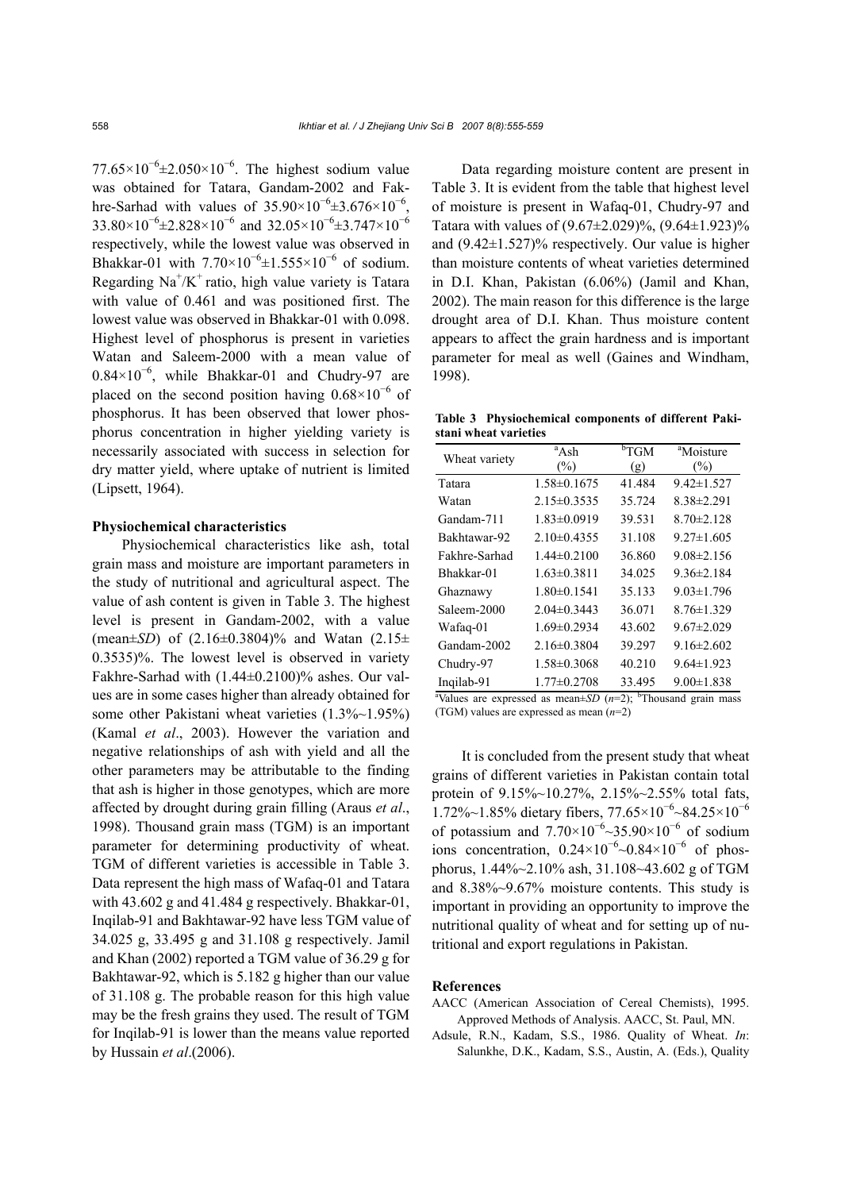$77.65\times10^{-6}\pm2.050\times10^{-6}$. The highest sodium value was obtained for Tatara, Gandam-2002 and Fakhre-Sarhad with values of $35.90\times10^{-6}\pm3.676\times10^{-6}$, $33.80\times10^{-6}\pm2.828\times10^{-6}$ and $32.05\times10^{-6}\pm3.747\times10^{-6}$ respectively, while the lowest value was observed in Bhakkar-01 with $7.70\times10^{-6}\pm1.555\times10^{-6}$ of sodium. Regarding $Na^+/K^+$ ratio, high value variety is Tatara with value of 0.461 and was positioned first. The lowest value was observed in Bhakkar-01 with 0.098. Highest level of phosphorus is present in varieties Watan and Saleem-2000 with a mean value of $0.84\times10^{-6}$, while Bhakkar-01 and Chudry-97 are placed on the second position having $0.68\times10^{-6}$ of phosphorus. It has been observed that lower phosphorus concentration in higher yielding variety is necessarily associated with success in selection for dry matter yield, where uptake of nutrient is limited (Lipsett, 1964).

### Physiochemical characteristics

Physiochemical characteristics like ash, total grain mass and moisture are important parameters in the study of nutritional and agricultural aspect. The value of ash content is given in Table 3. The highest level is present in Gandam-2002, with a value (mean±*SD*) of (2.16±0.3804)% and Watan (2.15±0.3535)%. The lowest level is observed in variety Fakhre-Sarhad with (1.44±0.2100)% ashes. Our values are in some cases higher than already obtained for some other Pakistani wheat varieties (1.3%~1.95%) (Kamal *et al*., 2003). However the variation and negative relationships of ash with yield and all the other parameters may be attributable to the finding that ash is higher in those genotypes, which are more affected by drought during grain filling (Araus *et al*., 1998). Thousand grain mass (TGM) is an important parameter for determining productivity of wheat. TGM of different varieties is accessible in Table 3. Data represent the high mass of Wafaq-01 and Tatara with 43.602 g and 41.484 g respectively. Bhakkar-01, Inqilab-91 and Bakhtawar-92 have less TGM value of 34.025 g, 33.495 g and 31.108 g respectively. Jamil and Khan (2002) reported a TGM value of 36.29 g for Bakhtawar-92, which is 5.182 g higher than our value of 31.108 g. The probable reason for this high value may be the fresh grains they used. The result of TGM for Inqilab-91 is lower than the means value reported by Hussain *et al*.(2006).

Data regarding moisture content are present in Table 3. It is evident from the table that highest level of moisture is present in Wafaq-01, Chudry-97 and Tatara with values of (9.67±2.029)%, (9.64±1.923)% and (9.42±1.527)% respectively. Our value is higher than moisture contents of wheat varieties determined in D.I. Khan, Pakistan (6.06%) (Jamil and Khan, 2002). The main reason for this difference is the large drought area of D.I. Khan. Thus moisture content appears to affect the grain hardness and is important parameter for meal as well (Gaines and Windham, 1998).

**Table 3 Physiochemical components of different Pakistani wheat varieties**

| Wheat variety | [a]Ash (%) | [b]TGM (g) | [a]Moisture (%) |
|---|---|---|---|
| Tatara | 1.58±0.1675 | 41.484 | 9.42±1.527 |
| Watan | 2.15±0.3535 | 35.724 | 8.38±2.291 |
| Gandam-711 | 1.83±0.0919 | 39.531 | 8.70±2.128 |
| Bakhtawar-92 | 2.10±0.4355 | 31.108 | 9.27±1.605 |
| Fakhre-Sarhad | 1.44±0.2100 | 36.860 | 9.08±2.156 |
| Bhakkar-01 | 1.63±0.3811 | 34.025 | 9.36±2.184 |
| Ghaznawy | 1.80±0.1541 | 35.133 | 9.03±1.796 |
| Saleem-2000 | 2.04±0.3443 | 36.071 | 8.76±1.329 |
| Wafaq-01 | 1.69±0.2934 | 43.602 | 9.67±2.029 |
| Gandam-2002 | 2.16±0.3804 | 39.297 | 9.16±2.602 |
| Chudry-97 | 1.58±0.3068 | 40.210 | 9.64±1.923 |
| Inqilab-91 | 1.77±0.2708 | 33.495 | 9.00±1.838 |

[a]Values are expressed as mean±*SD* ($n$=2); [b]Thousand grain mass (TGM) values are expressed as mean ($n$=2)

It is concluded from the present study that wheat grains of different varieties in Pakistan contain total protein of 9.15%~10.27%, 2.15%~2.55% total fats, 1.72%~1.85% dietary fibers, $77.65\times10^{-6}$~$84.25\times10^{-6}$ of potassium and $7.70\times10^{-6}$~$35.90\times10^{-6}$ of sodium ions concentration, $0.24\times10^{-6}$~$0.84\times10^{-6}$ of phosphorus, 1.44%~2.10% ash, 31.108~43.602 g of TGM and 8.38%~9.67% moisture contents. This study is important in providing an opportunity to improve the nutritional quality of wheat and for setting up of nutritional and export regulations in Pakistan.

## References

AACC (American Association of Cereal Chemists), 1995. Approved Methods of Analysis. AACC, St. Paul, MN.

Adsule, R.N., Kadam, S.S., 1986. Quality of Wheat. *In*: Salunkhe, D.K., Kadam, S.S., Austin, A. (Eds.), Quality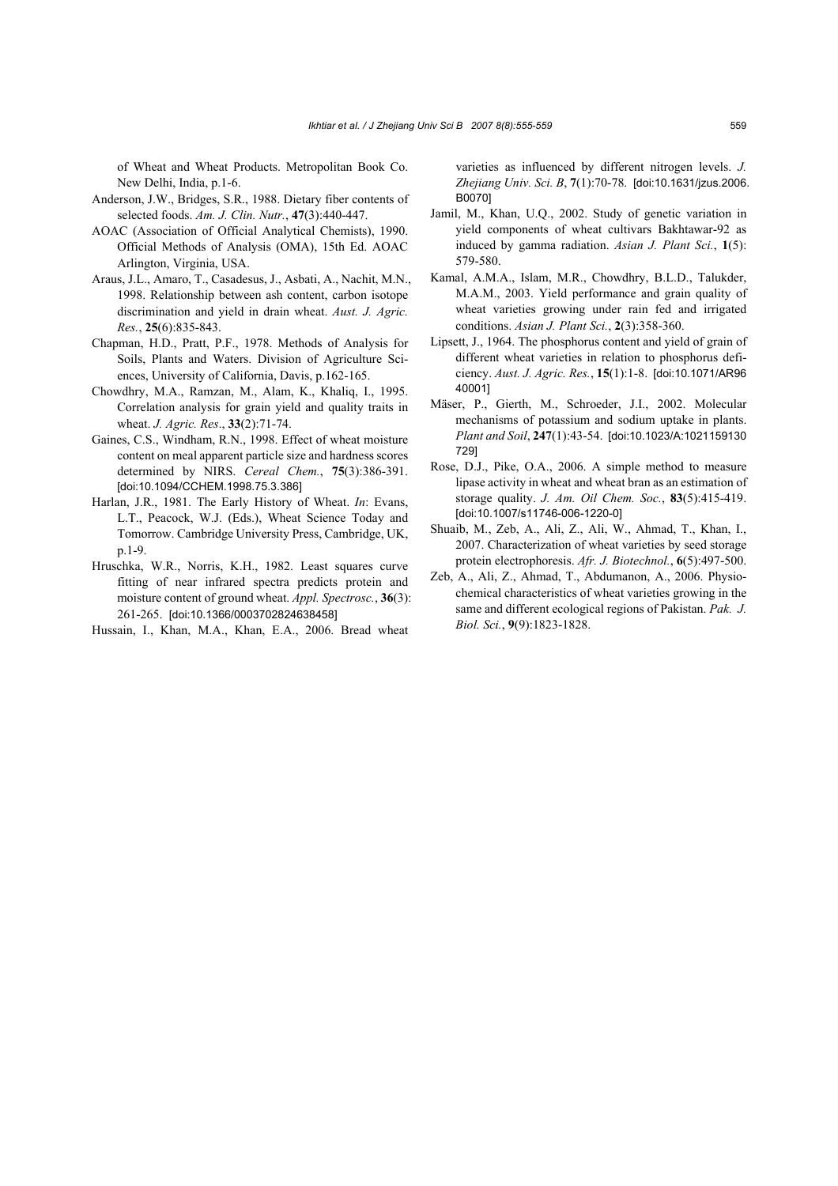of Wheat and Wheat Products. Metropolitan Book Co. New Delhi, India, p.1-6.

Anderson, J.W., Bridges, S.R., 1988. Dietary fiber contents of selected foods. *Am. J. Clin. Nutr.*, **47**(3):440-447.

AOAC (Association of Official Analytical Chemists), 1990. Official Methods of Analysis (OMA), 15th Ed. AOAC Arlington, Virginia, USA.

Araus, J.L., Amaro, T., Casadesus, J., Asbati, A., Nachit, M.N., 1998. Relationship between ash content, carbon isotope discrimination and yield in drain wheat. *Aust. J. Agric. Res.*, **25**(6):835-843.

Chapman, H.D., Pratt, P.F., 1978. Methods of Analysis for Soils, Plants and Waters. Division of Agriculture Sciences, University of California, Davis, p.162-165.

Chowdhry, M.A., Ramzan, M., Alam, K., Khaliq, I., 1995. Correlation analysis for grain yield and quality traits in wheat. *J. Agric. Res*., **33**(2):71-74.

Gaines, C.S., Windham, R.N., 1998. Effect of wheat moisture content on meal apparent particle size and hardness scores determined by NIRS. *Cereal Chem.*, **75**(3):386-391. [doi:10.1094/CCHEM.1998.75.3.386]

Harlan, J.R., 1981. The Early History of Wheat. *In*: Evans, L.T., Peacock, W.J. (Eds.), Wheat Science Today and Tomorrow. Cambridge University Press, Cambridge, UK, p.1-9.

Hruschka, W.R., Norris, K.H., 1982. Least squares curve fitting of near infrared spectra predicts protein and moisture content of ground wheat. *Appl. Spectrosc.*, **36**(3): 261-265. [doi:10.1366/0003702824638458]

Hussain, I., Khan, M.A., Khan, E.A., 2006. Bread wheat varieties as influenced by different nitrogen levels. *J. Zhejiang Univ. Sci. B*, **7**(1):70-78. [doi:10.1631/jzus.2006.B0070]

Jamil, M., Khan, U.Q., 2002. Study of genetic variation in yield components of wheat cultivars Bakhtawar-92 as induced by gamma radiation. *Asian J. Plant Sci.*, **1**(5): 579-580.

Kamal, A.M.A., Islam, M.R., Chowdhry, B.L.D., Talukder, M.A.M., 2003. Yield performance and grain quality of wheat varieties growing under rain fed and irrigated conditions. *Asian J. Plant Sci.*, **2**(3):358-360.

Lipsett, J., 1964. The phosphorus content and yield of grain of different wheat varieties in relation to phosphorus deficiency. *Aust. J. Agric. Res.*, **15**(1):1-8. [doi:10.1071/AR9640001]

Mäser, P., Gierth, M., Schroeder, J.I., 2002. Molecular mechanisms of potassium and sodium uptake in plants. *Plant and Soil*, **247**(1):43-54. [doi:10.1023/A:1021159130729]

Rose, D.J., Pike, O.A., 2006. A simple method to measure lipase activity in wheat and wheat bran as an estimation of storage quality. *J. Am. Oil Chem. Soc.*, **83**(5):415-419. [doi:10.1007/s11746-006-1220-0]

Shuaib, M., Zeb, A., Ali, Z., Ali, W., Ahmad, T., Khan, I., 2007. Characterization of wheat varieties by seed storage protein electrophoresis. *Afr. J. Biotechnol.*, **6**(5):497-500.

Zeb, A., Ali, Z., Ahmad, T., Abdumanon, A., 2006. Physiochemical characteristics of wheat varieties growing in the same and different ecological regions of Pakistan. *Pak. J. Biol. Sci.*, **9**(9):1823-1828.